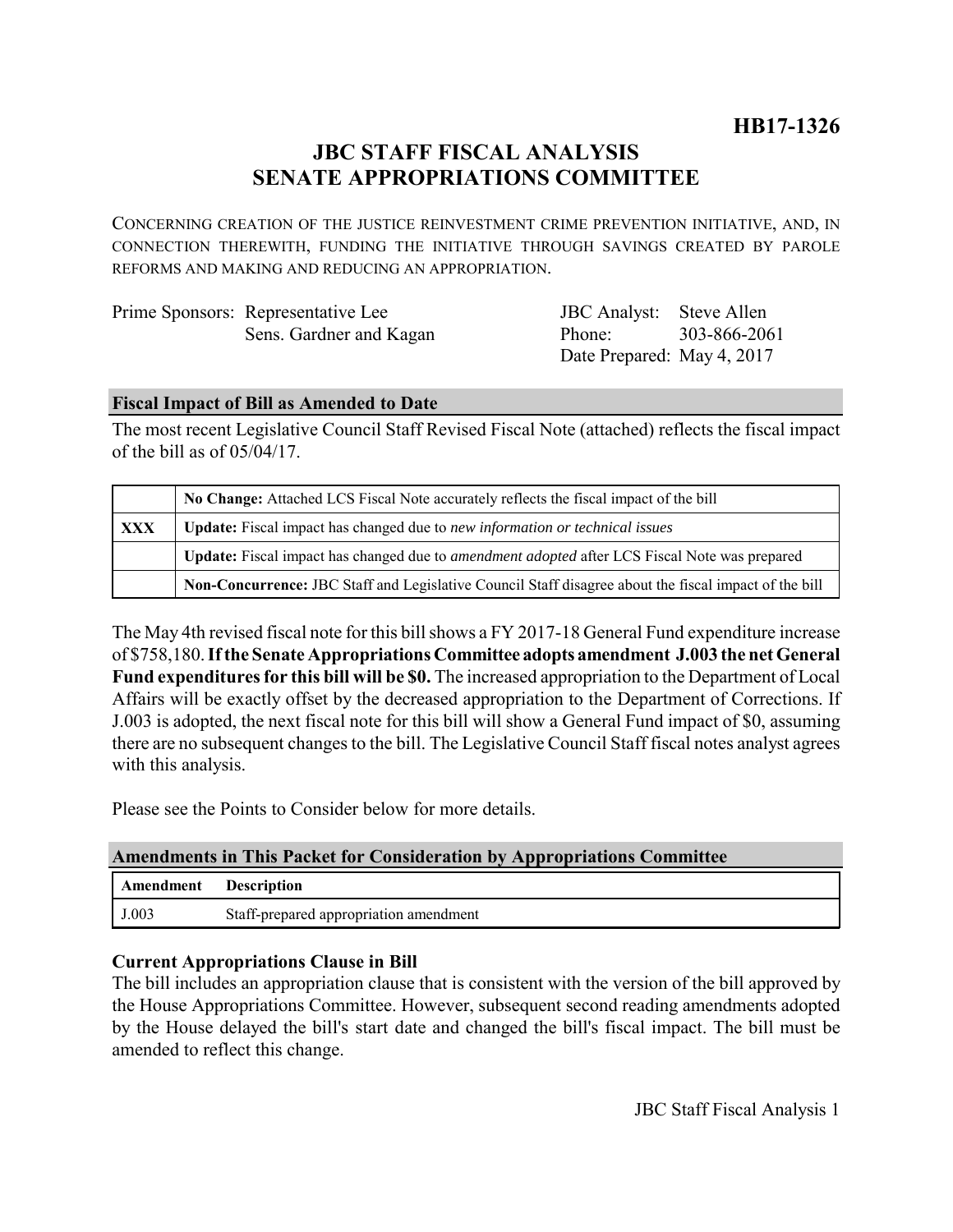**HB17-1326**

# JBC STAFF FISCAL ANALYSIS
# SENATE APPROPRIATIONS COMMITTEE

CONCERNING CREATION OF THE JUSTICE REINVESTMENT CRIME PREVENTION INITIATIVE, AND, IN CONNECTION THEREWITH, FUNDING THE INITIATIVE THROUGH SAVINGS CREATED BY PAROLE REFORMS AND MAKING AND REDUCING AN APPROPRIATION.

Prime Sponsors: Representative Lee
Sens. Gardner and Kagan

JBC Analyst: Steve Allen
Phone: 303-866-2061
Date Prepared: May 4, 2017

## Fiscal Impact of Bill as Amended to Date

The most recent Legislative Council Staff Revised Fiscal Note (attached) reflects the fiscal impact of the bill as of 05/04/17.

| | |
|---|---|
| | **No Change:** Attached LCS Fiscal Note accurately reflects the fiscal impact of the bill |
| **XXX** | **Update:** Fiscal impact has changed due to *new information or technical issues* |
| | **Update:** Fiscal impact has changed due to *amendment adopted* after LCS Fiscal Note was prepared |
| | **Non-Concurrence:** JBC Staff and Legislative Council Staff disagree about the fiscal impact of the bill |

The May 4th revised fiscal note for this bill shows a FY 2017-18 General Fund expenditure increase of $758,180. **If the Senate Appropriations Committee adopts amendment J.003 the net General Fund expenditures for this bill will be $0.** The increased appropriation to the Department of Local Affairs will be exactly offset by the decreased appropriation to the Department of Corrections. If J.003 is adopted, the next fiscal note for this bill will show a General Fund impact of $0, assuming there are no subsequent changes to the bill. The Legislative Council Staff fiscal notes analyst agrees with this analysis.

Please see the Points to Consider below for more details.

## Amendments in This Packet for Consideration by Appropriations Committee

| Amendment | Description |
|---|---|
| J.003 | Staff-prepared appropriation amendment |

### Current Appropriations Clause in Bill

The bill includes an appropriation clause that is consistent with the version of the bill approved by the House Appropriations Committee. However, subsequent second reading amendments adopted by the House delayed the bill's start date and changed the bill's fiscal impact. The bill must be amended to reflect this change.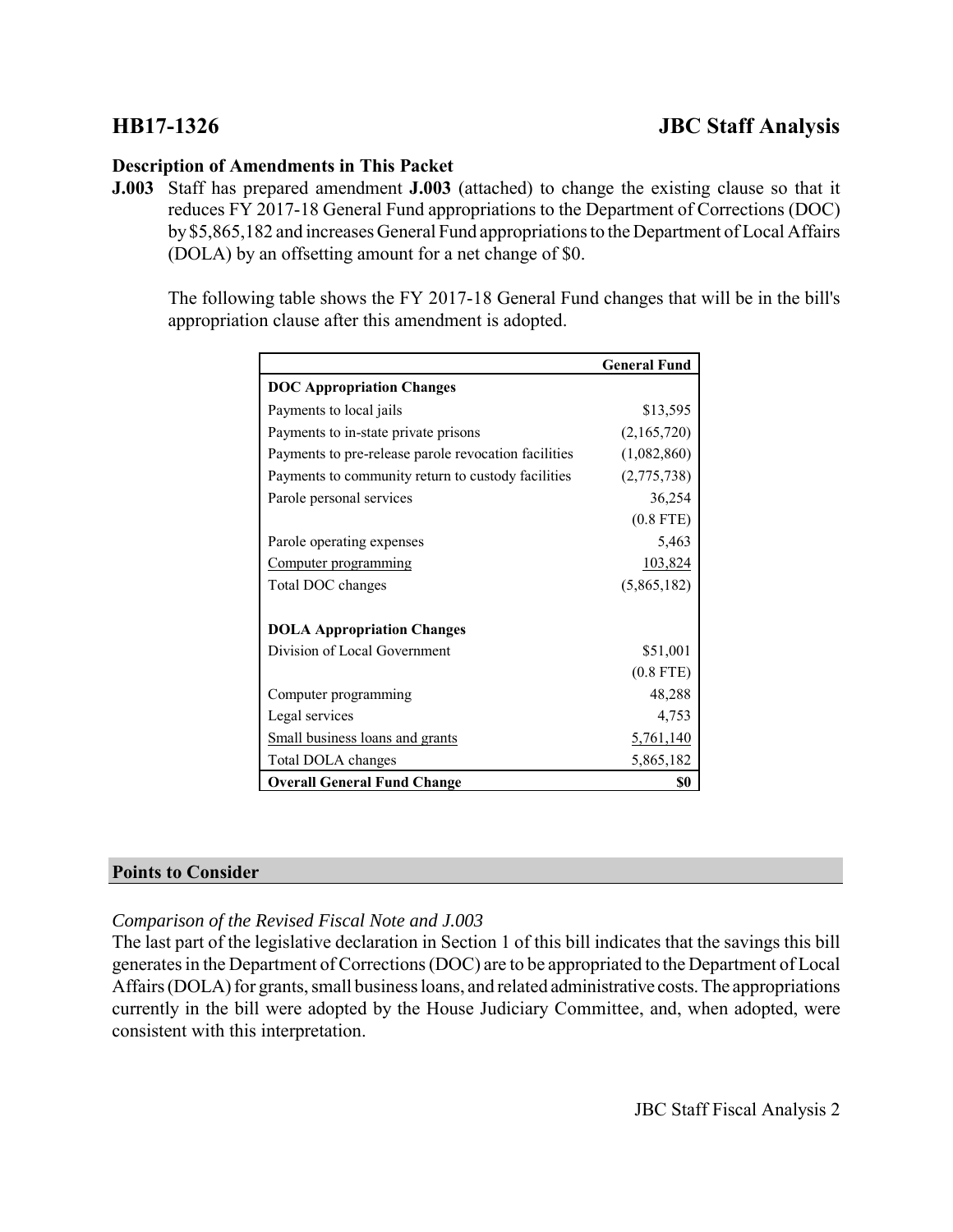# HB17-1326 JBC Staff Analysis

**Description of Amendments in This Packet**

**J.003** Staff has prepared amendment **J.003** (attached) to change the existing clause so that it reduces FY 2017-18 General Fund appropriations to the Department of Corrections (DOC) by $5,865,182 and increases General Fund appropriations to the Department of Local Affairs (DOLA) by an offsetting amount for a net change of $0.

The following table shows the FY 2017-18 General Fund changes that will be in the bill's appropriation clause after this amendment is adopted.

| | General Fund |
|---|---|
| **DOC Appropriation Changes** | |
| Payments to local jails | $13,595 |
| Payments to in-state private prisons | (2,165,720) |
| Payments to pre-release parole revocation facilities | (1,082,860) |
| Payments to community return to custody facilities | (2,775,738) |
| Parole personal services | 36,254 |
| | (0.8 FTE) |
| Parole operating expenses | 5,463 |
| Computer programming | 103,824 |
| Total DOC changes | (5,865,182) |
| | |
| **DOLA Appropriation Changes** | |
| Division of Local Government | $51,001 |
| | (0.8 FTE) |
| Computer programming | 48,288 |
| Legal services | 4,753 |
| Small business loans and grants | 5,761,140 |
| Total DOLA changes | 5,865,182 |
| **Overall General Fund Change** | **$0** |

## Points to Consider

*Comparison of the Revised Fiscal Note and J.003*

The last part of the legislative declaration in Section 1 of this bill indicates that the savings this bill generates in the Department of Corrections (DOC) are to be appropriated to the Department of Local Affairs (DOLA) for grants, small business loans, and related administrative costs. The appropriations currently in the bill were adopted by the House Judiciary Committee, and, when adopted, were consistent with this interpretation.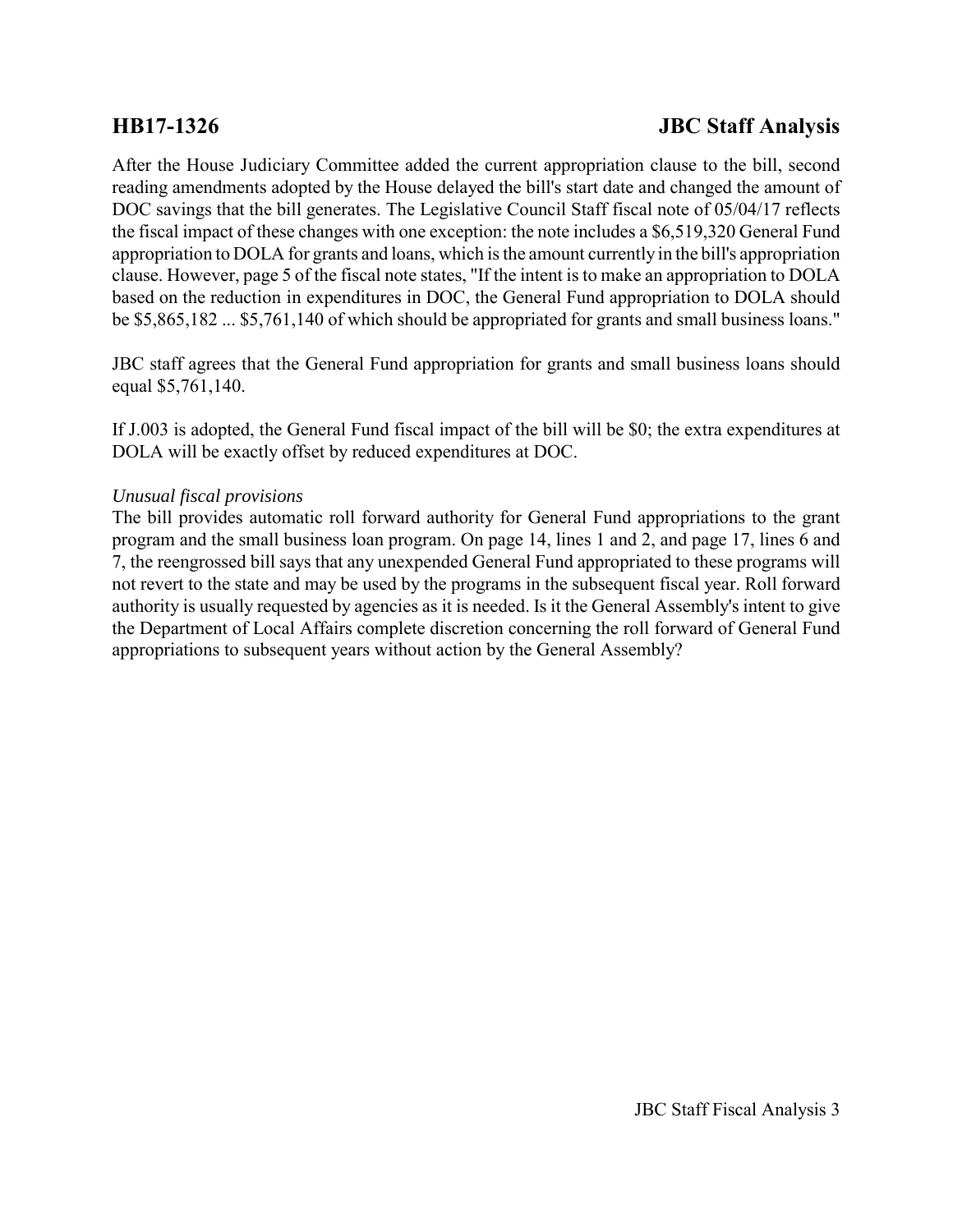After the House Judiciary Committee added the current appropriation clause to the bill, second reading amendments adopted by the House delayed the bill's start date and changed the amount of DOC savings that the bill generates. The Legislative Council Staff fiscal note of 05/04/17 reflects the fiscal impact of these changes with one exception: the note includes a $6,519,320 General Fund appropriation to DOLA for grants and loans, which is the amount currently in the bill's appropriation clause. However, page 5 of the fiscal note states, "If the intent is to make an appropriation to DOLA based on the reduction in expenditures in DOC, the General Fund appropriation to DOLA should be $5,865,182 ... $5,761,140 of which should be appropriated for grants and small business loans."

JBC staff agrees that the General Fund appropriation for grants and small business loans should equal $5,761,140.

If J.003 is adopted, the General Fund fiscal impact of the bill will be $0; the extra expenditures at DOLA will be exactly offset by reduced expenditures at DOC.

*Unusual fiscal provisions*

The bill provides automatic roll forward authority for General Fund appropriations to the grant program and the small business loan program. On page 14, lines 1 and 2, and page 17, lines 6 and 7, the reengrossed bill says that any unexpended General Fund appropriated to these programs will not revert to the state and may be used by the programs in the subsequent fiscal year. Roll forward authority is usually requested by agencies as it is needed. Is it the General Assembly's intent to give the Department of Local Affairs complete discretion concerning the roll forward of General Fund appropriations to subsequent years without action by the General Assembly?